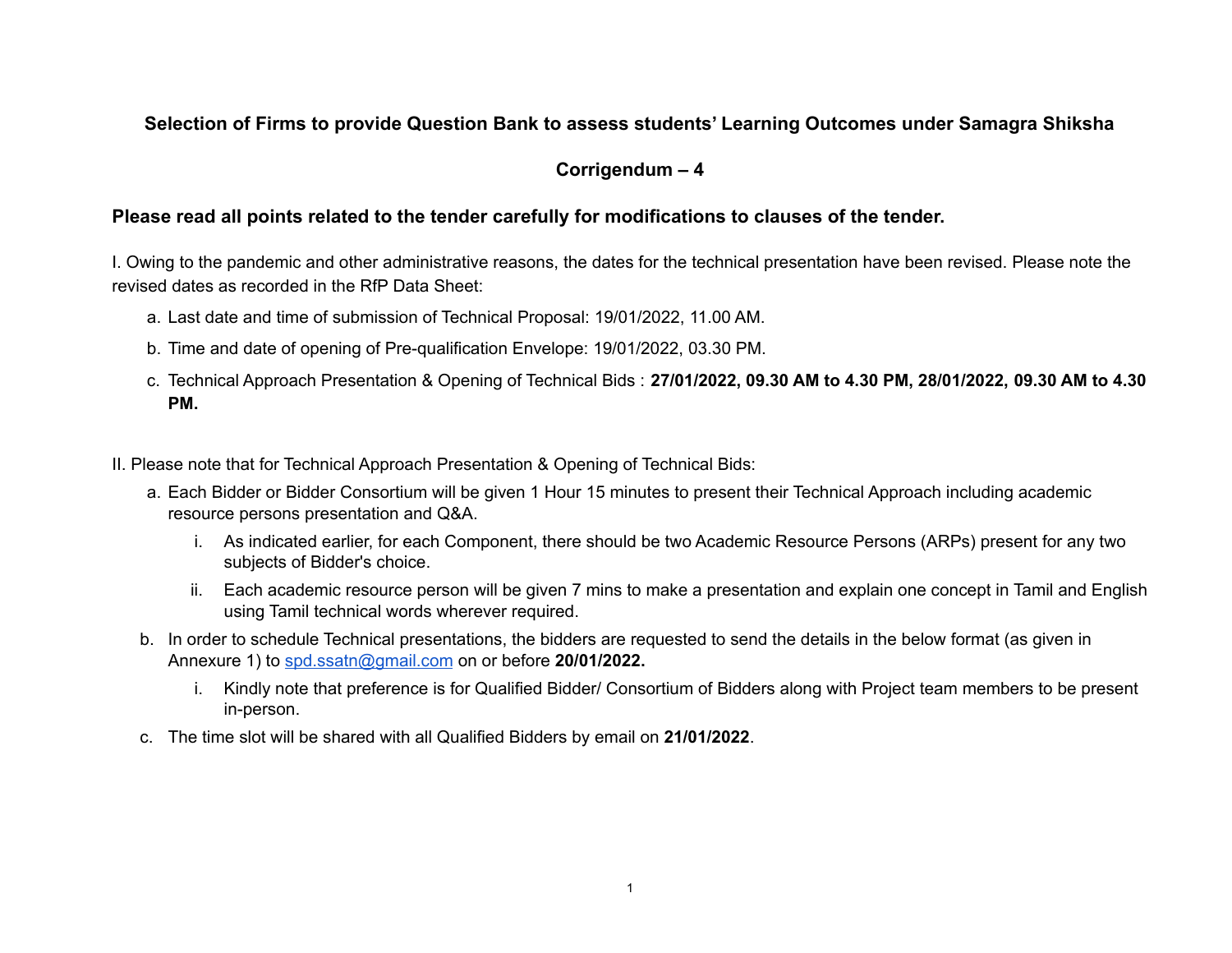## Selection of Firms to provide Question Bank to assess students' Learning Outcomes under Samagra Shiksha

## Corrigendum – 4

### Please read all points related to the tender carefully for modifications to clauses of the tender.

I. Owing to the pandemic and other administrative reasons, the dates for the technical presentation have been revised. Please note the revised dates as recorded in the RfP Data Sheet:

a. Last date and time of submission of Technical Proposal: 19/01/2022, 11.00 AM.

b. Time and date of opening of Pre-qualification Envelope: 19/01/2022, 03.30 PM.

c. Technical Approach Presentation & Opening of Technical Bids : **27/01/2022, 09.30 AM to 4.30 PM, 28/01/2022, 09.30 AM to 4.30 PM.**

II. Please note that for Technical Approach Presentation & Opening of Technical Bids:

a. Each Bidder or Bidder Consortium will be given 1 Hour 15 minutes to present their Technical Approach including academic resource persons presentation and Q&A.

   i. As indicated earlier, for each Component, there should be two Academic Resource Persons (ARPs) present for any two subjects of Bidder's choice.

   ii. Each academic resource person will be given 7 mins to make a presentation and explain one concept in Tamil and English using Tamil technical words wherever required.

b. In order to schedule Technical presentations, the bidders are requested to send the details in the below format (as given in Annexure 1) to spd.ssatn@gmail.com on or before **20/01/2022.**

   i. Kindly note that preference is for Qualified Bidder/ Consortium of Bidders along with Project team members to be present in-person.

c. The time slot will be shared with all Qualified Bidders by email on **21/01/2022**.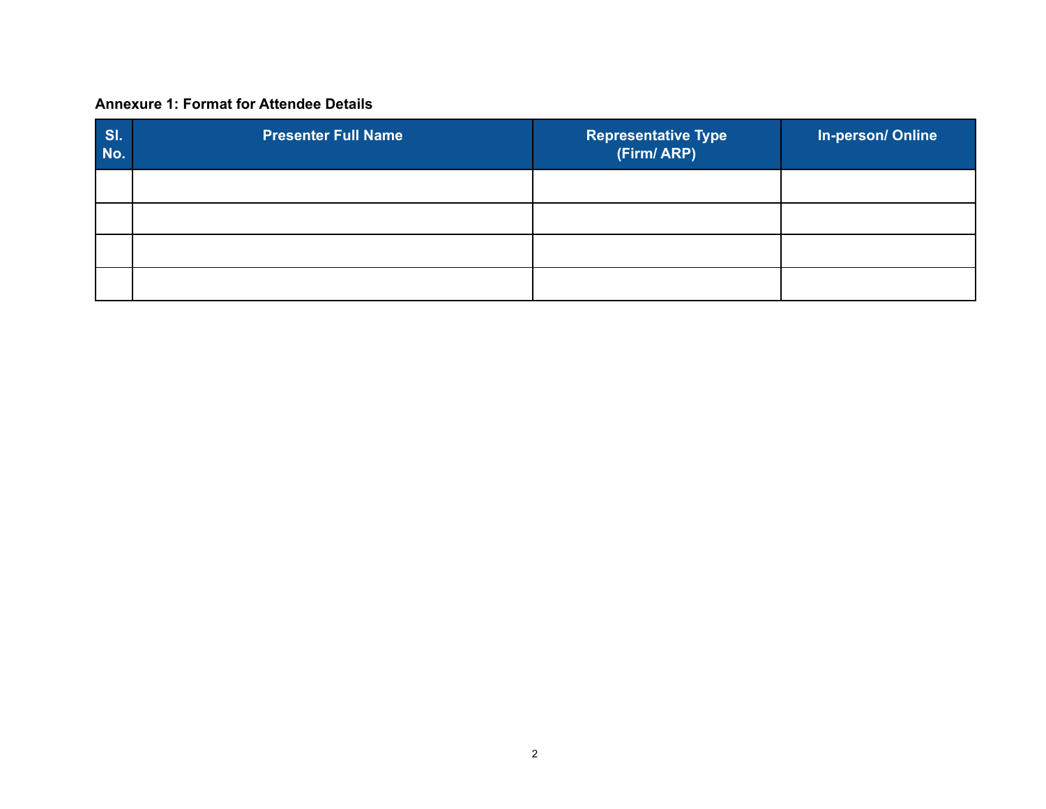**Annexure 1: Format for Attendee Details**

| Sl. No. | Presenter Full Name | Representative Type (Firm/ ARP) | In-person/ Online |
| --- | --- | --- | --- |
| | | | |
| | | | |
| | | | |
| | | | |